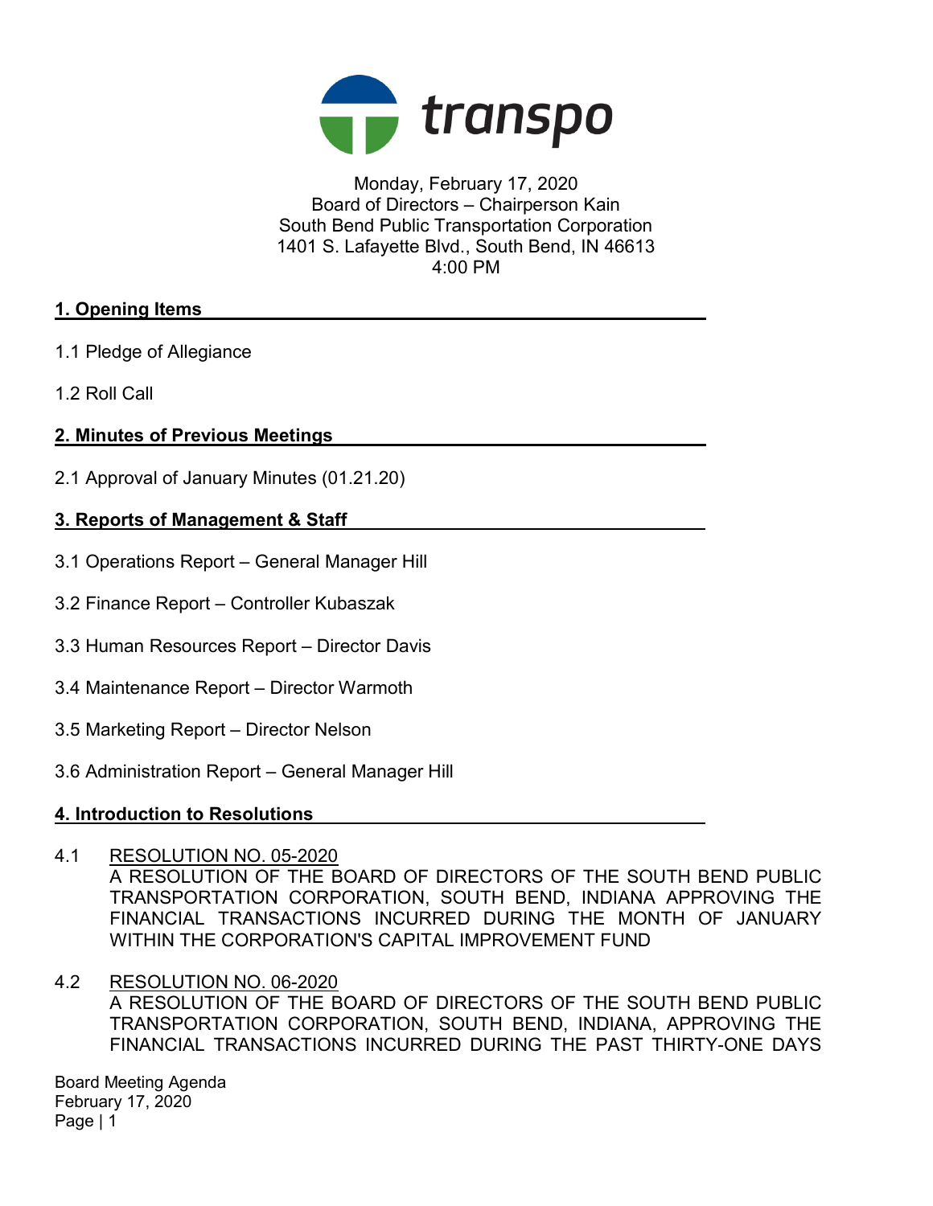transpo

Monday, February 17, 2020
Board of Directors – Chairperson Kain
South Bend Public Transportation Corporation
1401 S. Lafayette Blvd., South Bend, IN 46613
4:00 PM

## 1. Opening Items

1.1 Pledge of Allegiance

1.2 Roll Call

## 2. Minutes of Previous Meetings

2.1 Approval of January Minutes (01.21.20)

## 3. Reports of Management & Staff

3.1 Operations Report – General Manager Hill

3.2 Finance Report – Controller Kubaszak

3.3 Human Resources Report – Director Davis

3.4 Maintenance Report – Director Warmoth

3.5 Marketing Report – Director Nelson

3.6 Administration Report – General Manager Hill

## 4. Introduction to Resolutions

4.1 RESOLUTION NO. 05-2020
A RESOLUTION OF THE BOARD OF DIRECTORS OF THE SOUTH BEND PUBLIC TRANSPORTATION CORPORATION, SOUTH BEND, INDIANA APPROVING THE FINANCIAL TRANSACTIONS INCURRED DURING THE MONTH OF JANUARY WITHIN THE CORPORATION'S CAPITAL IMPROVEMENT FUND

4.2 RESOLUTION NO. 06-2020
A RESOLUTION OF THE BOARD OF DIRECTORS OF THE SOUTH BEND PUBLIC TRANSPORTATION CORPORATION, SOUTH BEND, INDIANA, APPROVING THE FINANCIAL TRANSACTIONS INCURRED DURING THE PAST THIRTY-ONE DAYS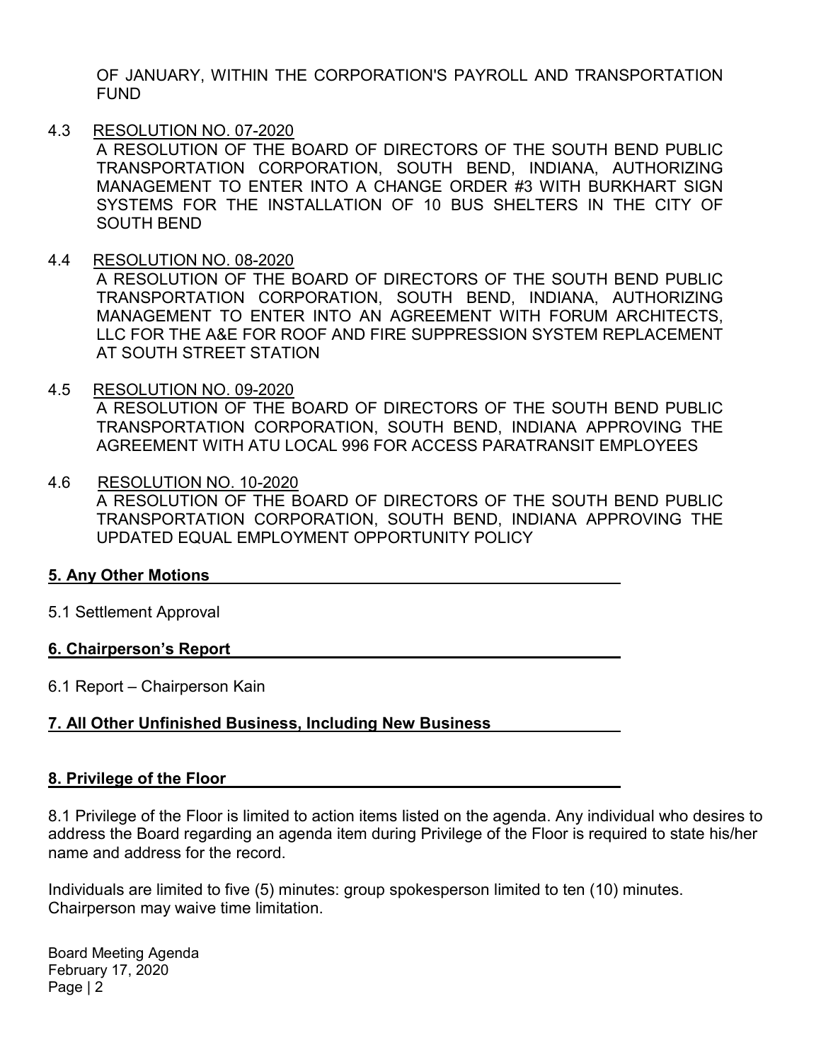OF JANUARY, WITHIN THE CORPORATION'S PAYROLL AND TRANSPORTATION FUND

4.3 RESOLUTION NO. 07-2020

A RESOLUTION OF THE BOARD OF DIRECTORS OF THE SOUTH BEND PUBLIC TRANSPORTATION CORPORATION, SOUTH BEND, INDIANA, AUTHORIZING MANAGEMENT TO ENTER INTO A CHANGE ORDER #3 WITH BURKHART SIGN SYSTEMS FOR THE INSTALLATION OF 10 BUS SHELTERS IN THE CITY OF SOUTH BEND

4.4 RESOLUTION NO. 08-2020

A RESOLUTION OF THE BOARD OF DIRECTORS OF THE SOUTH BEND PUBLIC TRANSPORTATION CORPORATION, SOUTH BEND, INDIANA, AUTHORIZING MANAGEMENT TO ENTER INTO AN AGREEMENT WITH FORUM ARCHITECTS, LLC FOR THE A&E FOR ROOF AND FIRE SUPPRESSION SYSTEM REPLACEMENT AT SOUTH STREET STATION

4.5 RESOLUTION NO. 09-2020

A RESOLUTION OF THE BOARD OF DIRECTORS OF THE SOUTH BEND PUBLIC TRANSPORTATION CORPORATION, SOUTH BEND, INDIANA APPROVING THE AGREEMENT WITH ATU LOCAL 996 FOR ACCESS PARATRANSIT EMPLOYEES

4.6 RESOLUTION NO. 10-2020

A RESOLUTION OF THE BOARD OF DIRECTORS OF THE SOUTH BEND PUBLIC TRANSPORTATION CORPORATION, SOUTH BEND, INDIANA APPROVING THE UPDATED EQUAL EMPLOYMENT OPPORTUNITY POLICY

## 5. Any Other Motions

5.1 Settlement Approval

## 6. Chairperson's Report

6.1 Report – Chairperson Kain

## 7. All Other Unfinished Business, Including New Business

## 8. Privilege of the Floor

8.1 Privilege of the Floor is limited to action items listed on the agenda. Any individual who desires to address the Board regarding an agenda item during Privilege of the Floor is required to state his/her name and address for the record.

Individuals are limited to five (5) minutes: group spokesperson limited to ten (10) minutes. Chairperson may waive time limitation.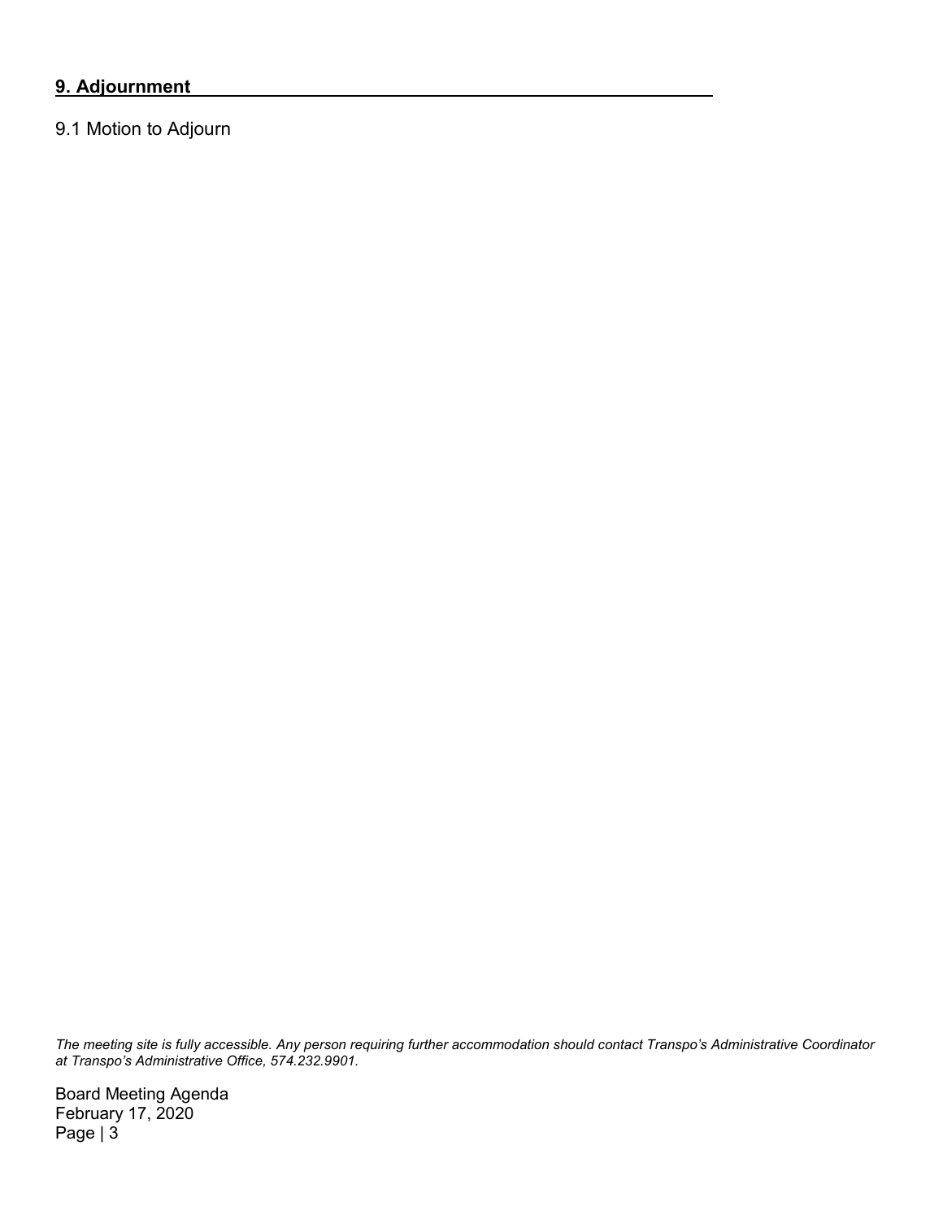## 9. Adjournment

9.1 Motion to Adjourn

*The meeting site is fully accessible. Any person requiring further accommodation should contact Transpo's Administrative Coordinator at Transpo's Administrative Office, 574.232.9901.*